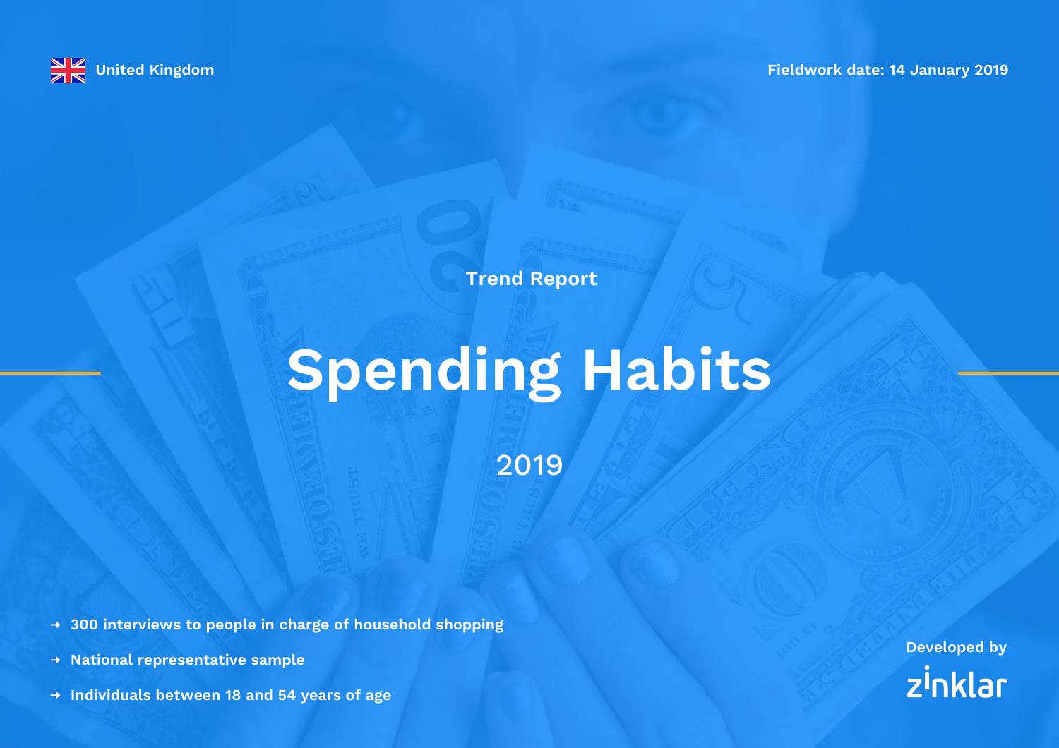United Kingdom

Fieldwork date: 14 January 2019

Trend Report

# Spending Habits

2019

- 300 interviews to people in charge of household shopping
- National representative sample
- Individuals between 18 and 54 years of age

Developed by

zinklar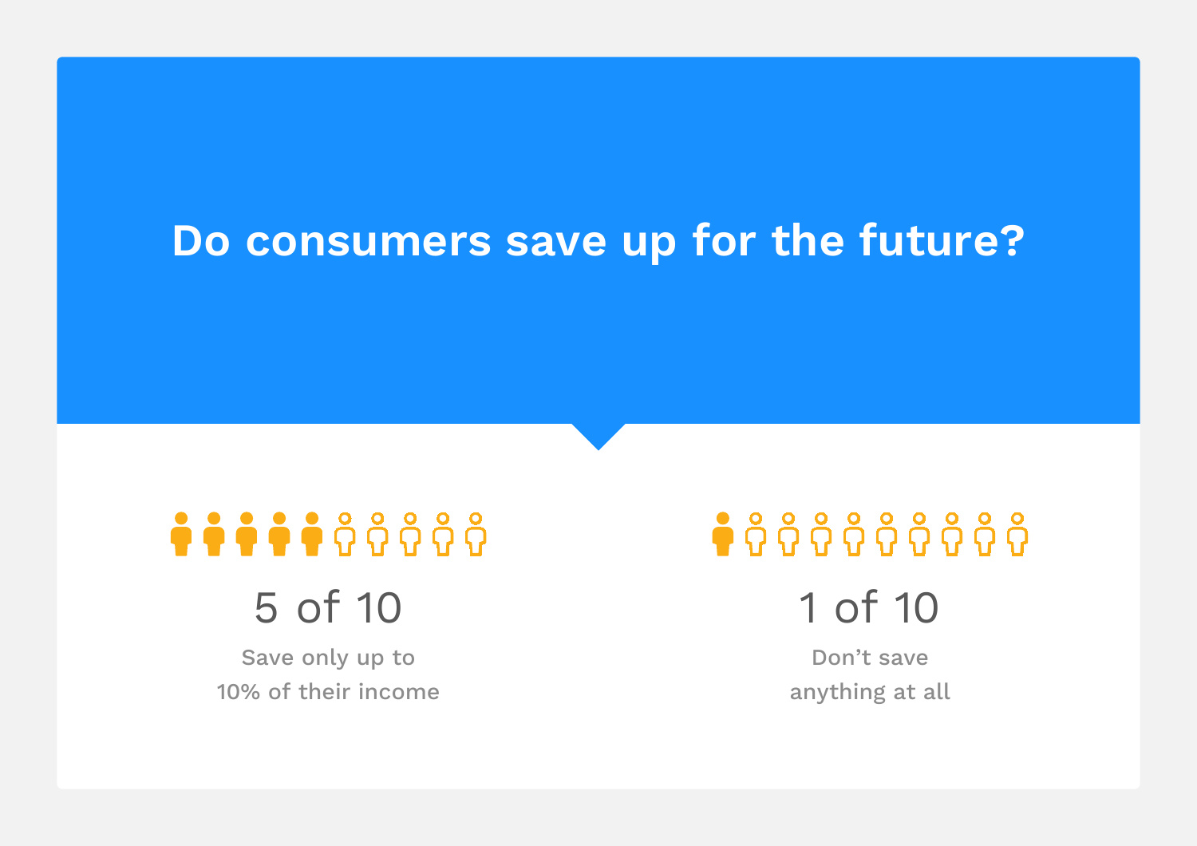# Do consumers save up for the future?

**5 of 10**

Save only up to 10% of their income

**1 of 10**

Don't save anything at all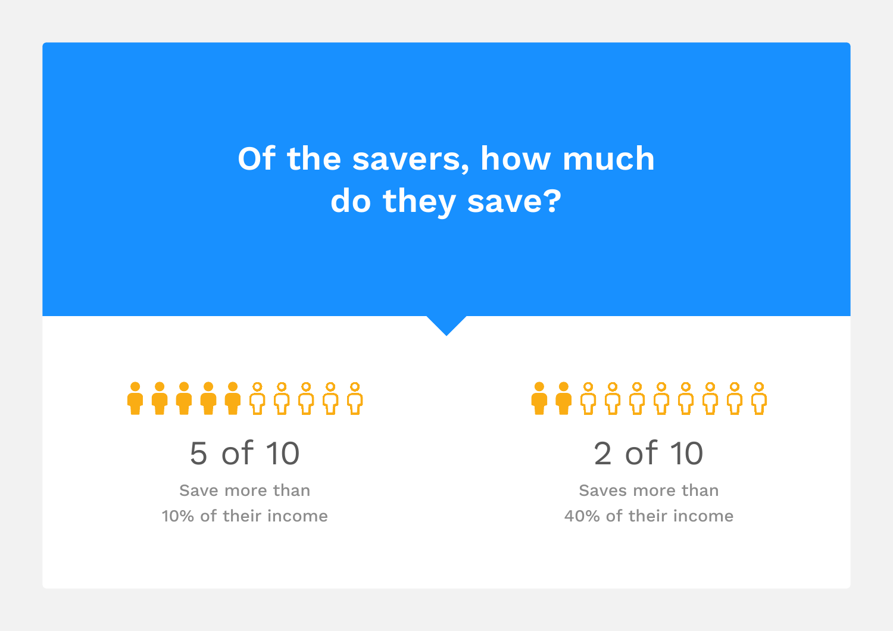# Of the savers, how much do they save?

**5 of 10**

Save more than 10% of their income

**2 of 10**

Saves more than 40% of their income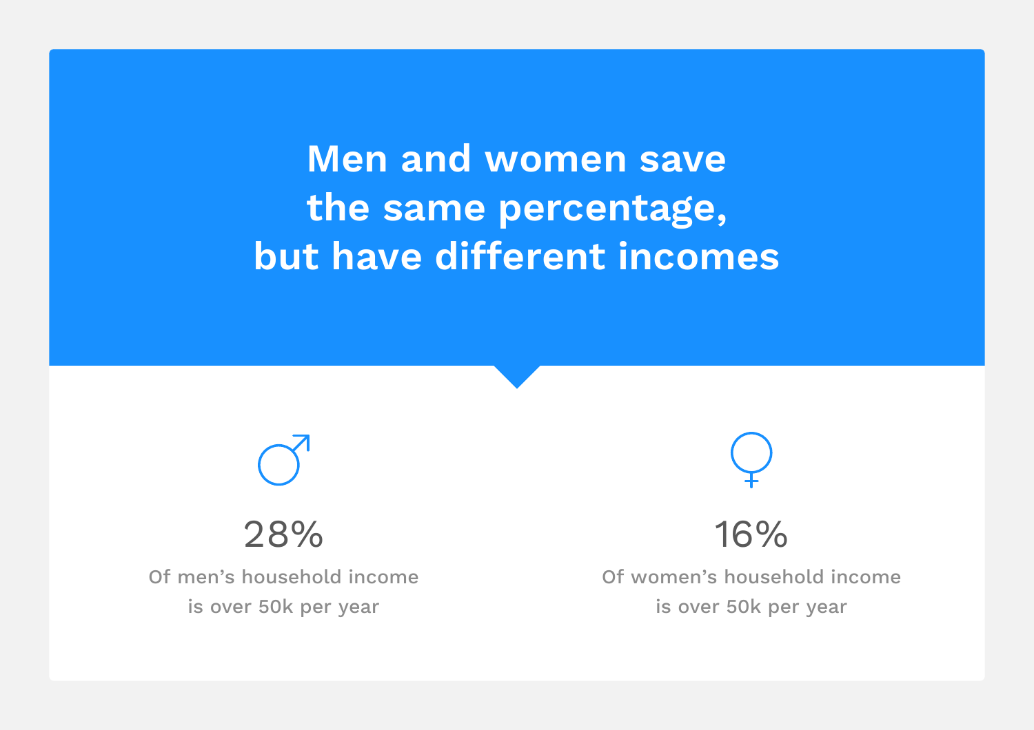# Men and women save the same percentage, but have different incomes

♂

28%

Of men's household income is over 50k per year

♀

16%

Of women's household income is over 50k per year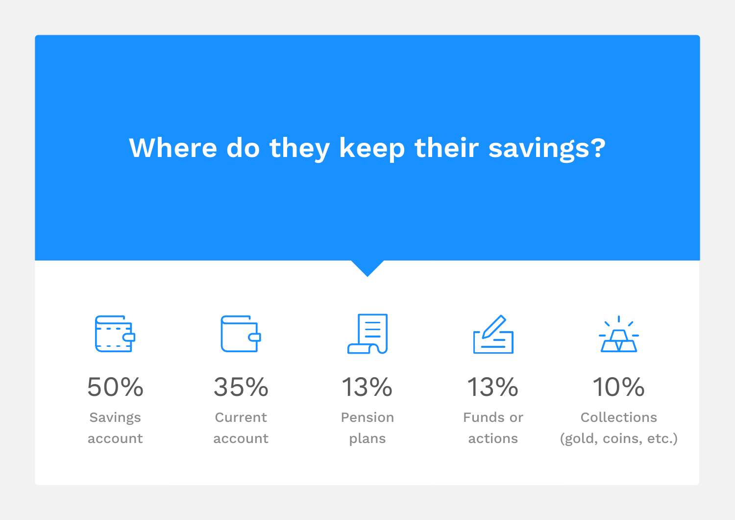## Where do they keep their savings?

| 50% | 35% | 13% | 13% | 10% |
|---|---|---|---|---|
| Savings account | Current account | Pension plans | Funds or actions | Collections (gold, coins, etc.) |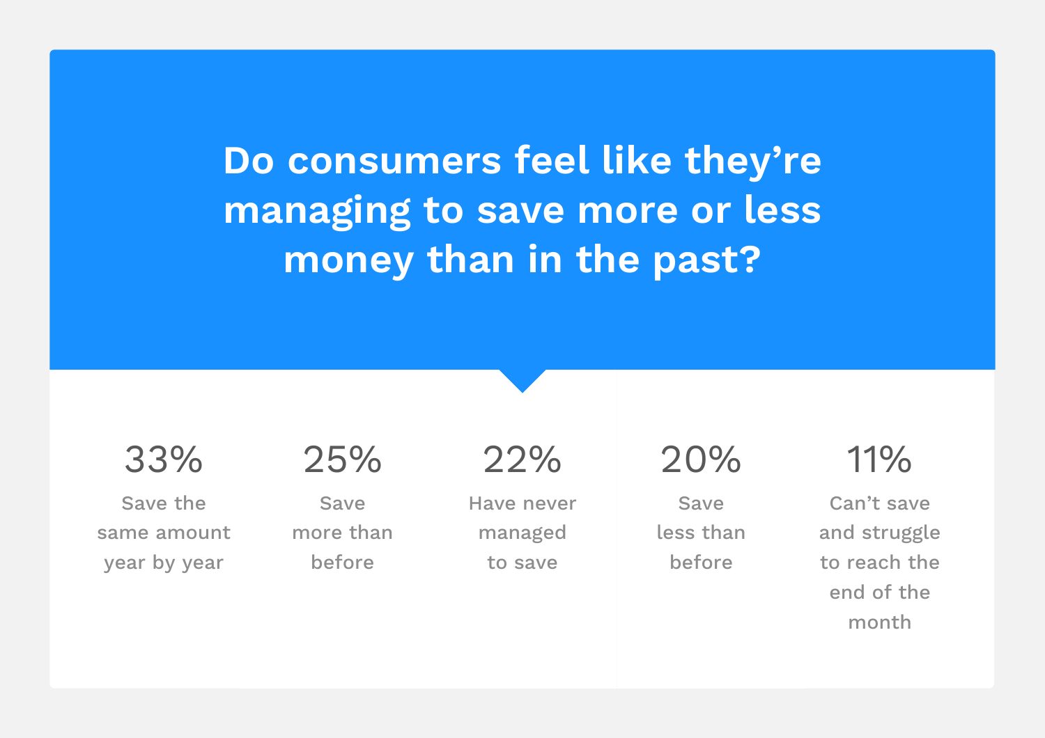# Do consumers feel like they're managing to save more or less money than in the past?

| 33% | 25% | 22% | 20% | 11% |
|---|---|---|---|---|
| Save the same amount year by year | Save more than before | Have never managed to save | Save less than before | Can't save and struggle to reach the end of the month |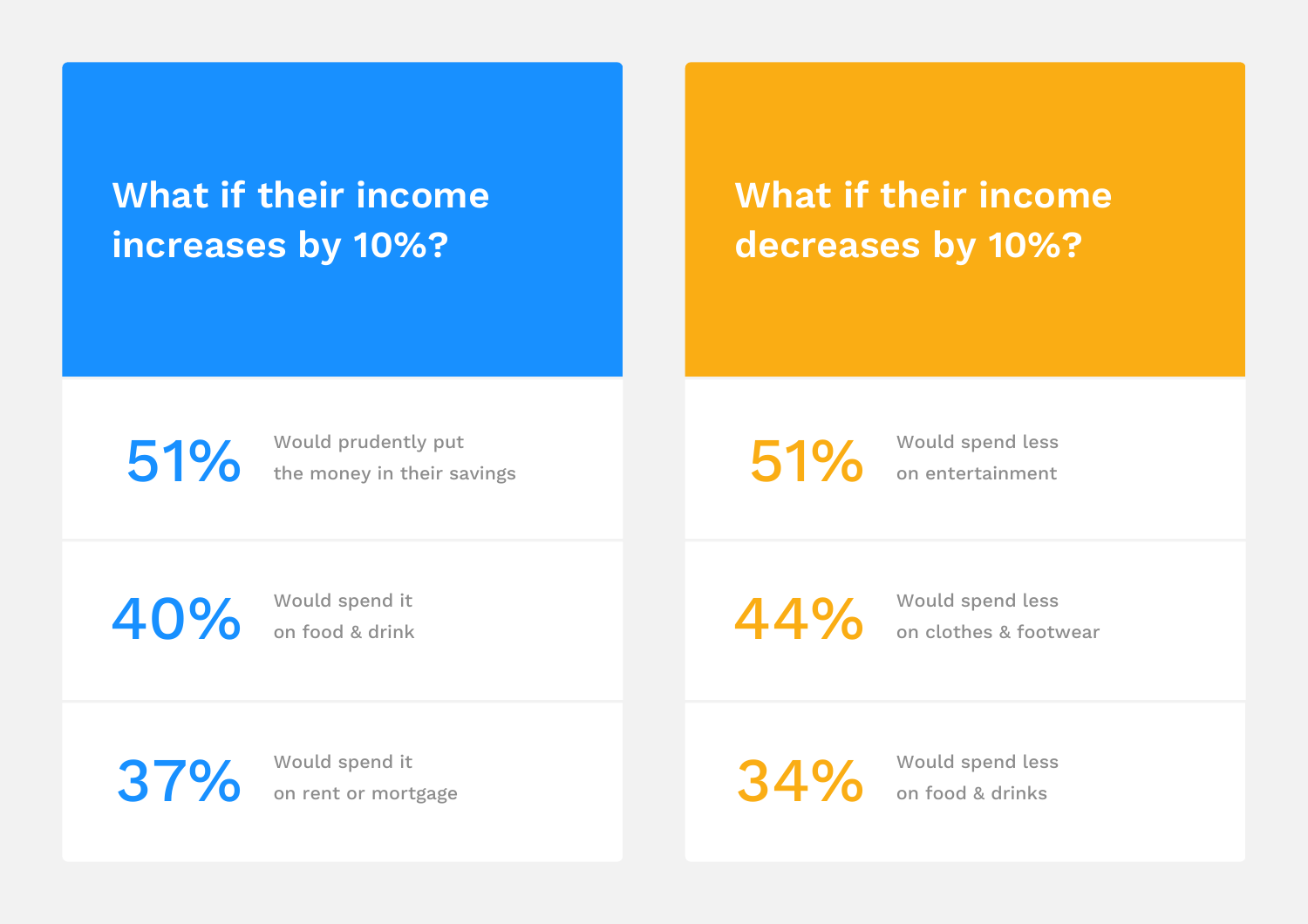## What if their income increases by 10%?

**51%** Would prudently put the money in their savings

**40%** Would spend it on food & drink

**37%** Would spend it on rent or mortgage

## What if their income decreases by 10%?

**51%** Would spend less on entertainment

**44%** Would spend less on clothes & footwear

**34%** Would spend less on food & drinks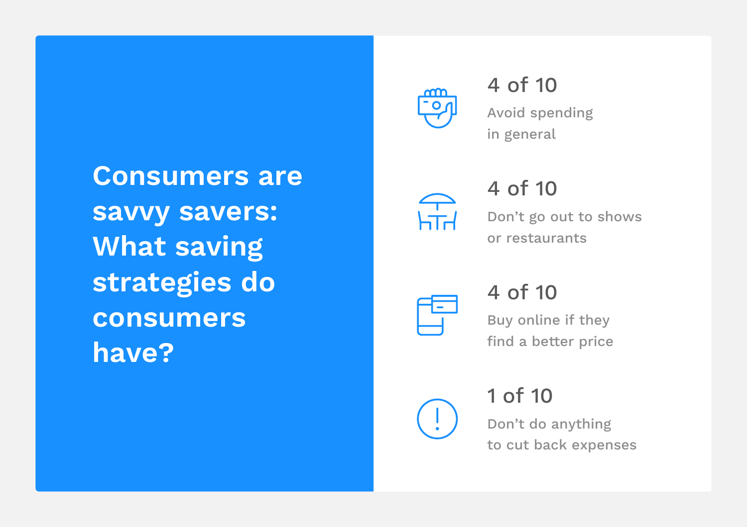## Consumers are savvy savers: What saving strategies do consumers have?

**4 of 10**
Avoid spending in general

**4 of 10**
Don’t go out to shows or restaurants

**4 of 10**
Buy online if they find a better price

**1 of 10**
Don’t do anything to cut back expenses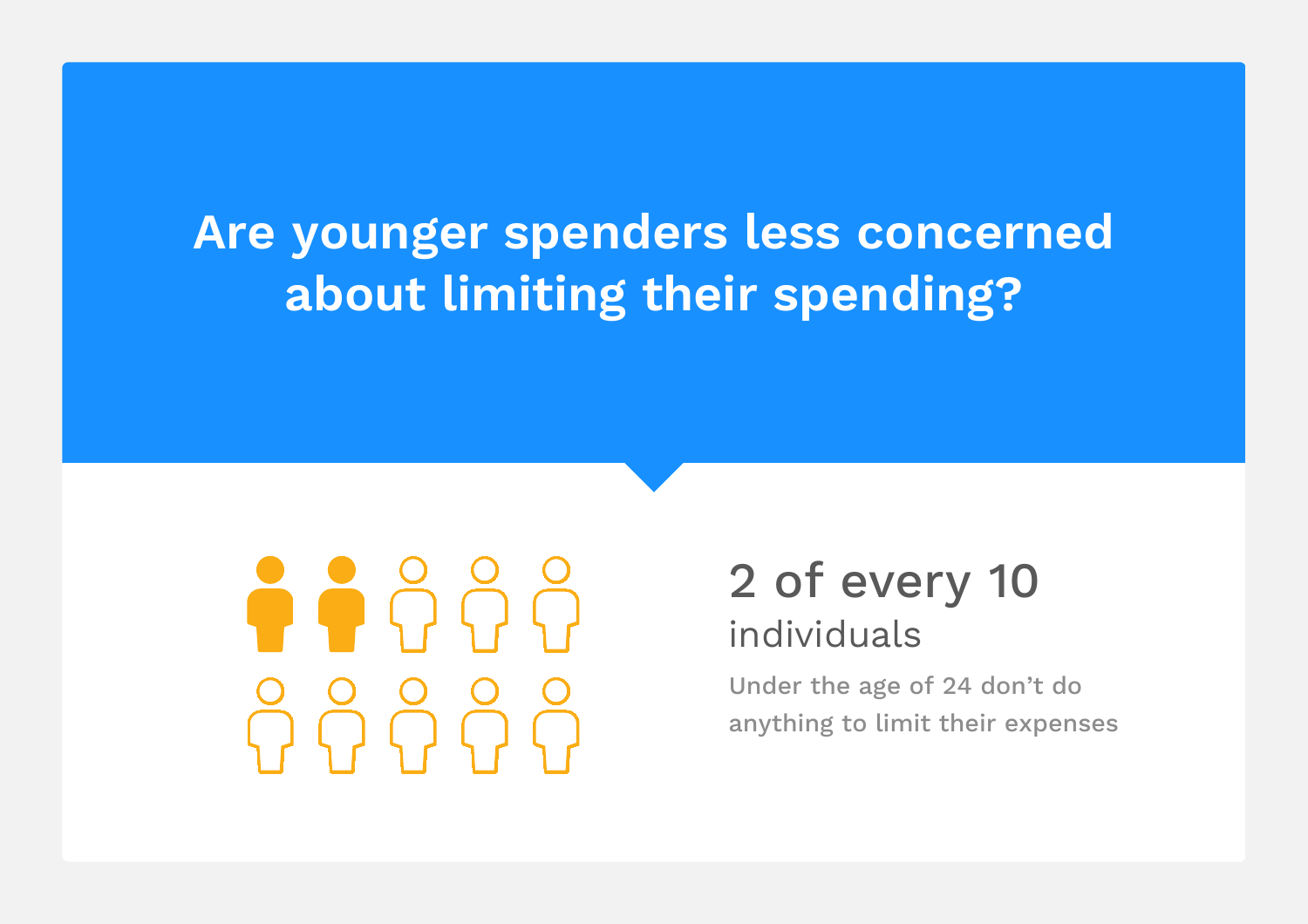# Are younger spenders less concerned about limiting their spending?

**2 of every 10**
individuals

Under the age of 24 don't do anything to limit their expenses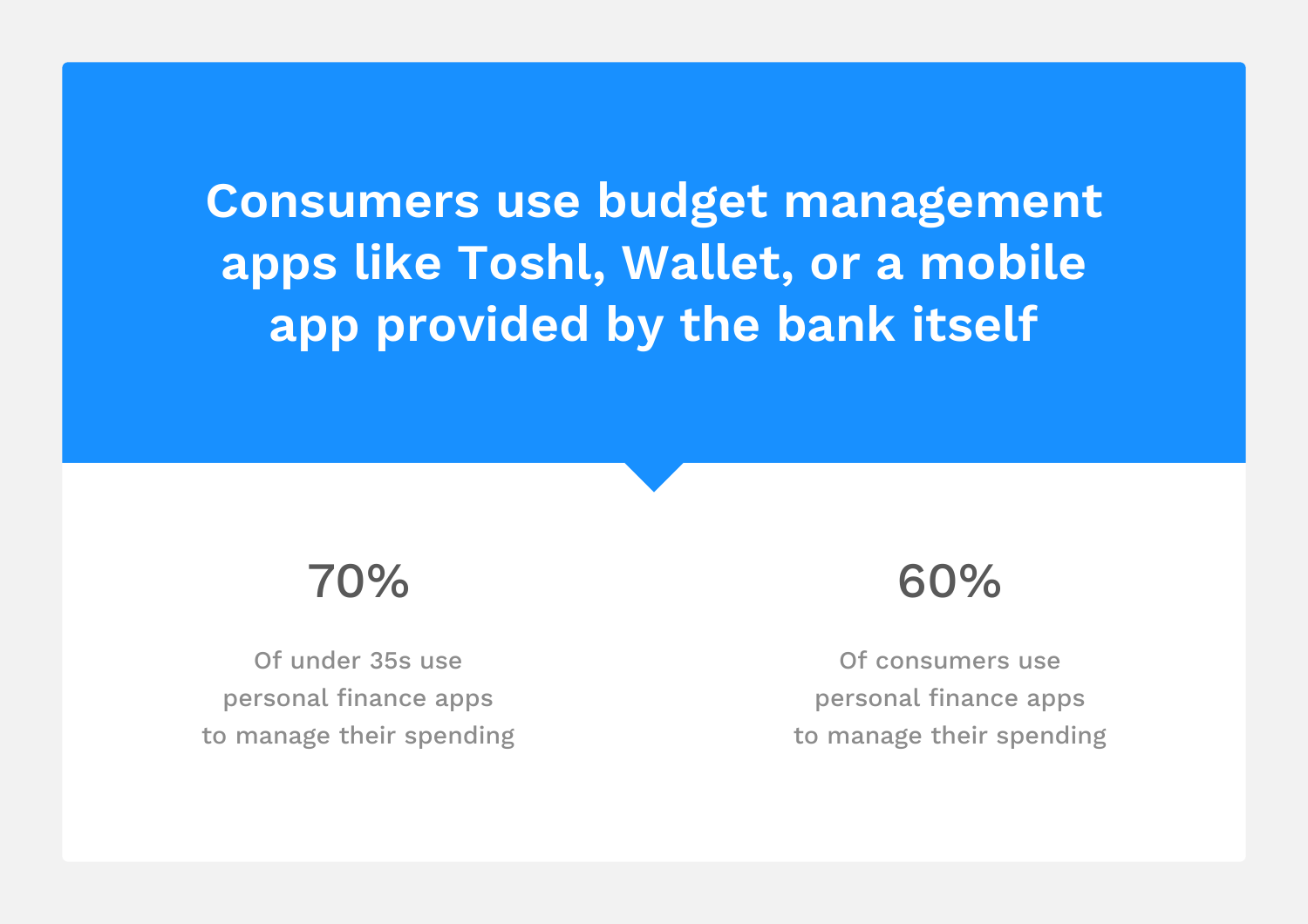# Consumers use budget management apps like Toshl, Wallet, or a mobile app provided by the bank itself

**70%**

Of under 35s use personal finance apps to manage their spending

**60%**

Of consumers use personal finance apps to manage their spending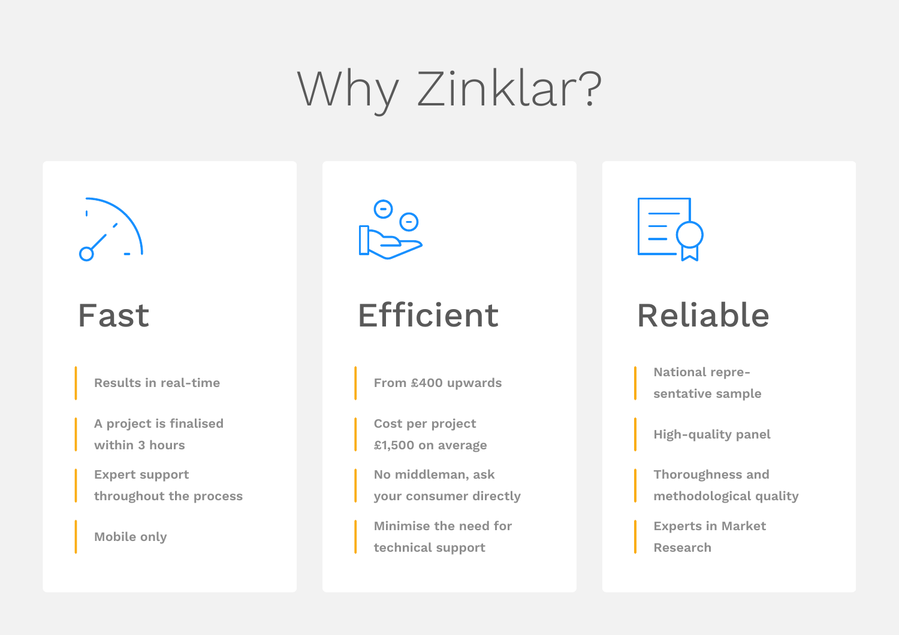# Why Zinklar?

## Fast

- Results in real-time
- A project is finalised within 3 hours
- Expert support throughout the process
- Mobile only

## Efficient

- From £400 upwards
- Cost per project £1,500 on average
- No middleman, ask your consumer directly
- Minimise the need for technical support

## Reliable

- National representative sample
- High-quality panel
- Thoroughness and methodological quality
- Experts in Market Research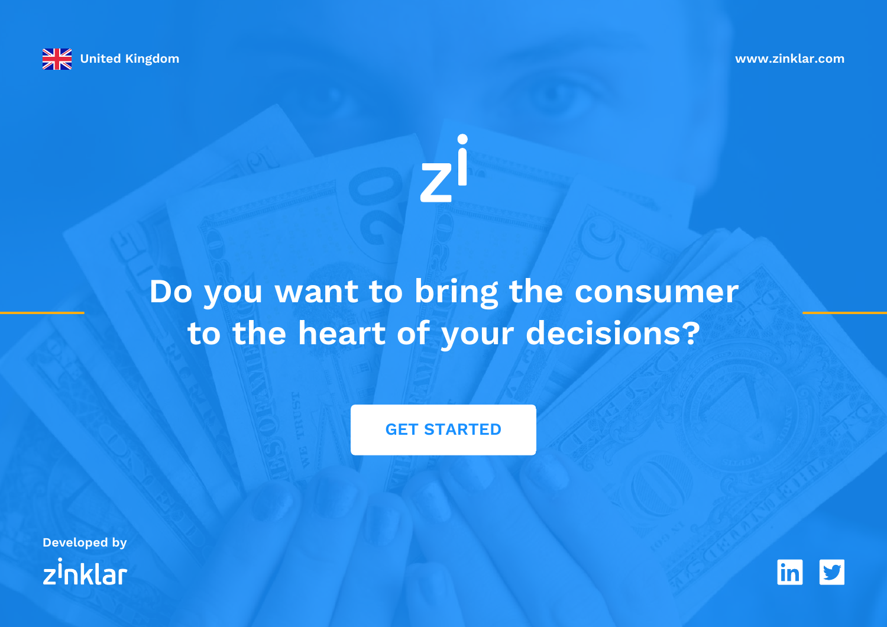United Kingdom

www.zinklar.com

zi

# Do you want to bring the consumer to the heart of your decisions?

GET STARTED

Developed by

zinklar